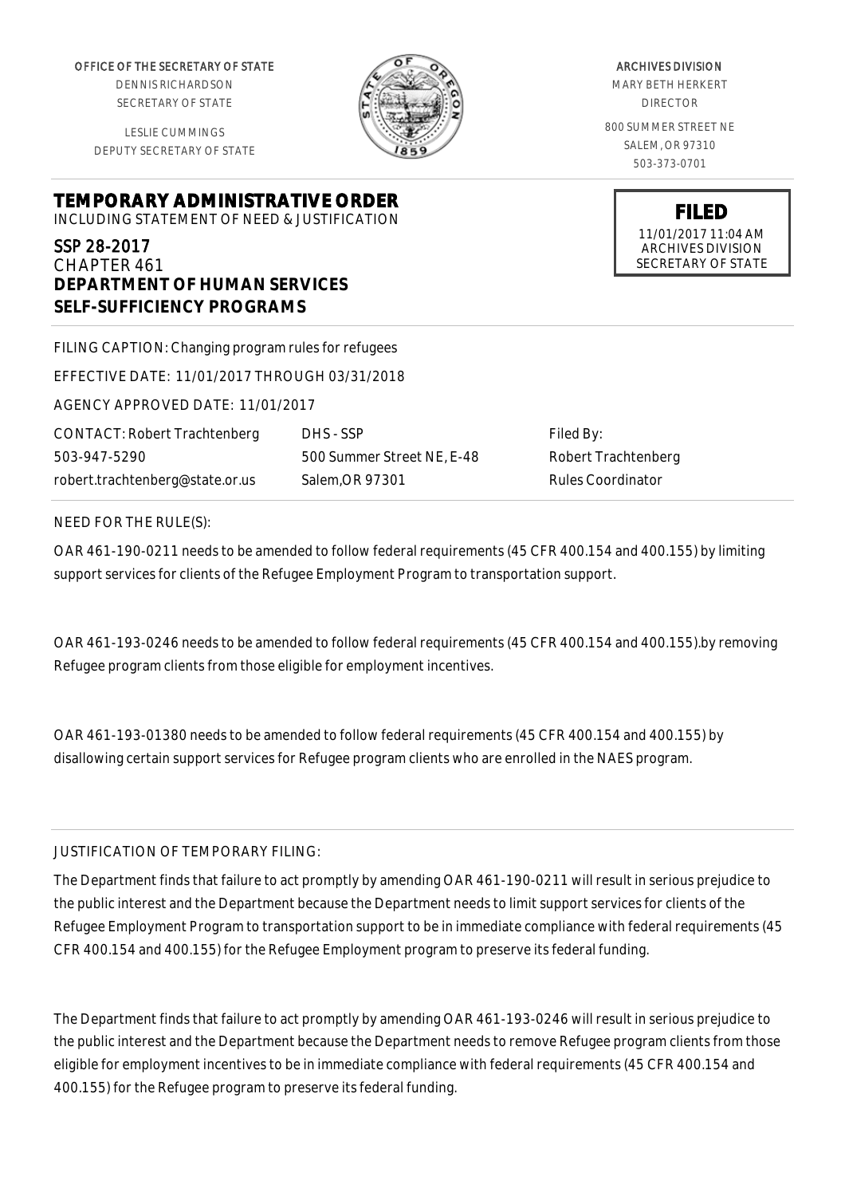OFFICE OF THE SECRETARY OF STATE
DENNIS RICHARDSON
SECRETARY OF STATE

LESLIE CUMMINGS
DEPUTY SECRETARY OF STATE

ARCHIVES DIVISION
MARY BETH HERKERT
DIRECTOR

800 SUMMER STREET NE
SALEM, OR 97310
503-373-0701

# TEMPORARY ADMINISTRATIVE ORDER

INCLUDING STATEMENT OF NEED & JUSTIFICATION

**FILED**
11/01/2017 11:04 AM
ARCHIVES DIVISION
SECRETARY OF STATE

## SSP 28-2017

CHAPTER 461

**DEPARTMENT OF HUMAN SERVICES**
**SELF-SUFFICIENCY PROGRAMS**

FILING CAPTION: Changing program rules for refugees

EFFECTIVE DATE: 11/01/2017 THROUGH 03/31/2018

AGENCY APPROVED DATE: 11/01/2017

CONTACT: Robert Trachtenberg
503-947-5290
robert.trachtenberg@state.or.us

DHS - SSP
500 Summer Street NE, E-48
Salem,OR 97301

Filed By:
Robert Trachtenberg
Rules Coordinator

NEED FOR THE RULE(S):

OAR 461-190-0211 needs to be amended to follow federal requirements (45 CFR 400.154 and 400.155) by limiting support services for clients of the Refugee Employment Program to transportation support.

OAR 461-193-0246 needs to be amended to follow federal requirements (45 CFR 400.154 and 400.155).by removing Refugee program clients from those eligible for employment incentives.

OAR 461-193-01380 needs to be amended to follow federal requirements (45 CFR 400.154 and 400.155) by disallowing certain support services for Refugee program clients who are enrolled in the NAES program.

JUSTIFICATION OF TEMPORARY FILING:

The Department finds that failure to act promptly by amending OAR 461-190-0211 will result in serious prejudice to the public interest and the Department because the Department needs to limit support services for clients of the Refugee Employment Program to transportation support to be in immediate compliance with federal requirements (45 CFR 400.154 and 400.155) for the Refugee Employment program to preserve its federal funding.

The Department finds that failure to act promptly by amending OAR 461-193-0246 will result in serious prejudice to the public interest and the Department because the Department needs to remove Refugee program clients from those eligible for employment incentives to be in immediate compliance with federal requirements (45 CFR 400.154 and 400.155) for the Refugee program to preserve its federal funding.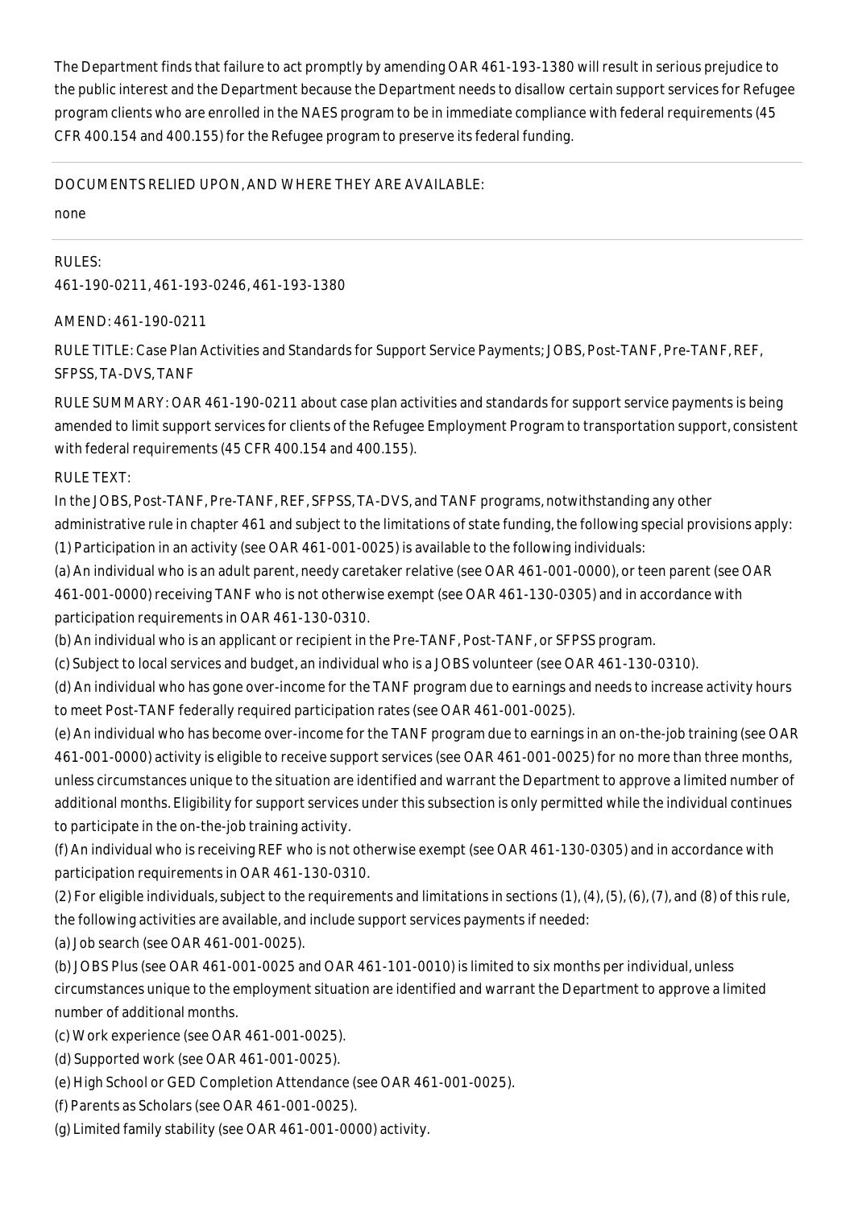The Department finds that failure to act promptly by amending OAR 461-193-1380 will result in serious prejudice to the public interest and the Department because the Department needs to disallow certain support services for Refugee program clients who are enrolled in the NAES program to be in immediate compliance with federal requirements (45 CFR 400.154 and 400.155) for the Refugee program to preserve its federal funding.

---

DOCUMENTS RELIED UPON, AND WHERE THEY ARE AVAILABLE:

none

---

RULES:

461-190-0211, 461-193-0246, 461-193-1380

AMEND: 461-190-0211

RULE TITLE: Case Plan Activities and Standards for Support Service Payments; JOBS, Post-TANF, Pre-TANF, REF, SFPSS, TA-DVS, TANF

RULE SUMMARY: OAR 461-190-0211 about case plan activities and standards for support service payments is being amended to limit support services for clients of the Refugee Employment Program to transportation support, consistent with federal requirements (45 CFR 400.154 and 400.155).

RULE TEXT:

In the JOBS, Post-TANF, Pre-TANF, REF, SFPSS, TA-DVS, and TANF programs, notwithstanding any other administrative rule in chapter 461 and subject to the limitations of state funding, the following special provisions apply:

(1) Participation in an activity (see OAR 461-001-0025) is available to the following individuals:

(a) An individual who is an adult parent, needy caretaker relative (see OAR 461-001-0000), or teen parent (see OAR 461-001-0000) receiving TANF who is not otherwise exempt (see OAR 461-130-0305) and in accordance with participation requirements in OAR 461-130-0310.

(b) An individual who is an applicant or recipient in the Pre-TANF, Post-TANF, or SFPSS program.

(c) Subject to local services and budget, an individual who is a JOBS volunteer (see OAR 461-130-0310).

(d) An individual who has gone over-income for the TANF program due to earnings and needs to increase activity hours to meet Post-TANF federally required participation rates (see OAR 461-001-0025).

(e) An individual who has become over-income for the TANF program due to earnings in an on-the-job training (see OAR 461-001-0000) activity is eligible to receive support services (see OAR 461-001-0025) for no more than three months, unless circumstances unique to the situation are identified and warrant the Department to approve a limited number of additional months. Eligibility for support services under this subsection is only permitted while the individual continues to participate in the on-the-job training activity.

(f) An individual who is receiving REF who is not otherwise exempt (see OAR 461-130-0305) and in accordance with participation requirements in OAR 461-130-0310.

(2) For eligible individuals, subject to the requirements and limitations in sections (1), (4), (5), (6), (7), and (8) of this rule, the following activities are available, and include support services payments if needed:

(a) Job search (see OAR 461-001-0025).

(b) JOBS Plus (see OAR 461-001-0025 and OAR 461-101-0010) is limited to six months per individual, unless circumstances unique to the employment situation are identified and warrant the Department to approve a limited number of additional months.

(c) Work experience (see OAR 461-001-0025).

(d) Supported work (see OAR 461-001-0025).

(e) High School or GED Completion Attendance (see OAR 461-001-0025).

(f) Parents as Scholars (see OAR 461-001-0025).

(g) Limited family stability (see OAR 461-001-0000) activity.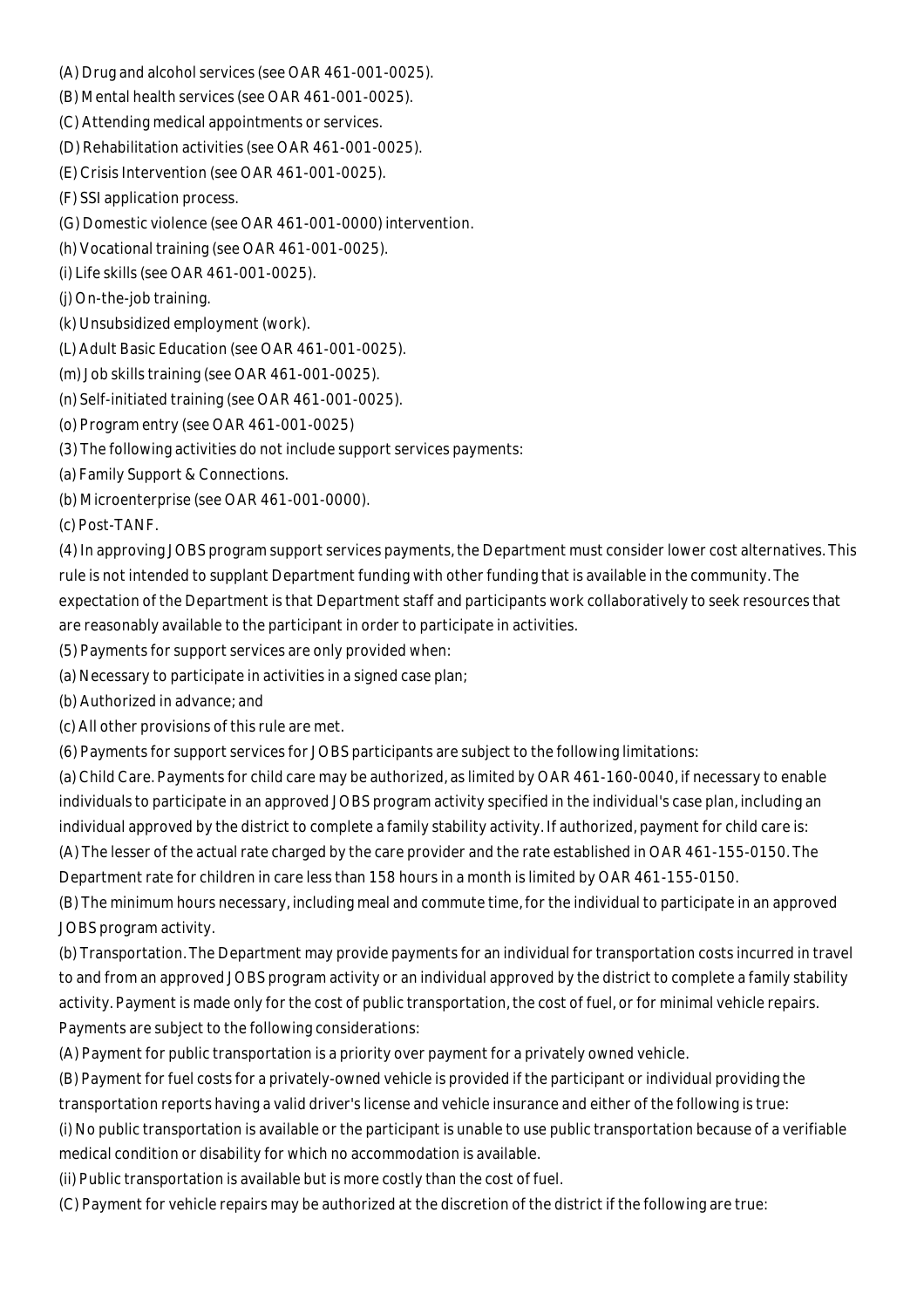(A) Drug and alcohol services (see OAR 461-001-0025).

(B) Mental health services (see OAR 461-001-0025).

(C) Attending medical appointments or services.

(D) Rehabilitation activities (see OAR 461-001-0025).

(E) Crisis Intervention (see OAR 461-001-0025).

(F) SSI application process.

(G) Domestic violence (see OAR 461-001-0000) intervention.

(h) Vocational training (see OAR 461-001-0025).

(i) Life skills (see OAR 461-001-0025).

(j) On-the-job training.

(k) Unsubsidized employment (work).

(L) Adult Basic Education (see OAR 461-001-0025).

(m) Job skills training (see OAR 461-001-0025).

(n) Self-initiated training (see OAR 461-001-0025).

(o) Program entry (see OAR 461-001-0025)

(3) The following activities do not include support services payments:

(a) Family Support & Connections.

(b) Microenterprise (see OAR 461-001-0000).

(c) Post-TANF.

(4) In approving JOBS program support services payments, the Department must consider lower cost alternatives. This rule is not intended to supplant Department funding with other funding that is available in the community. The expectation of the Department is that Department staff and participants work collaboratively to seek resources that are reasonably available to the participant in order to participate in activities.

(5) Payments for support services are only provided when:

(a) Necessary to participate in activities in a signed case plan;

(b) Authorized in advance; and

(c) All other provisions of this rule are met.

(6) Payments for support services for JOBS participants are subject to the following limitations:

(a) Child Care. Payments for child care may be authorized, as limited by OAR 461-160-0040, if necessary to enable individuals to participate in an approved JOBS program activity specified in the individual's case plan, including an individual approved by the district to complete a family stability activity. If authorized, payment for child care is:

(A) The lesser of the actual rate charged by the care provider and the rate established in OAR 461-155-0150. The Department rate for children in care less than 158 hours in a month is limited by OAR 461-155-0150.

(B) The minimum hours necessary, including meal and commute time, for the individual to participate in an approved JOBS program activity.

(b) Transportation. The Department may provide payments for an individual for transportation costs incurred in travel to and from an approved JOBS program activity or an individual approved by the district to complete a family stability activity. Payment is made only for the cost of public transportation, the cost of fuel, or for minimal vehicle repairs. Payments are subject to the following considerations:

(A) Payment for public transportation is a priority over payment for a privately owned vehicle.

(B) Payment for fuel costs for a privately-owned vehicle is provided if the participant or individual providing the transportation reports having a valid driver's license and vehicle insurance and either of the following is true:

(i) No public transportation is available or the participant is unable to use public transportation because of a verifiable medical condition or disability for which no accommodation is available.

(ii) Public transportation is available but is more costly than the cost of fuel.

(C) Payment for vehicle repairs may be authorized at the discretion of the district if the following are true: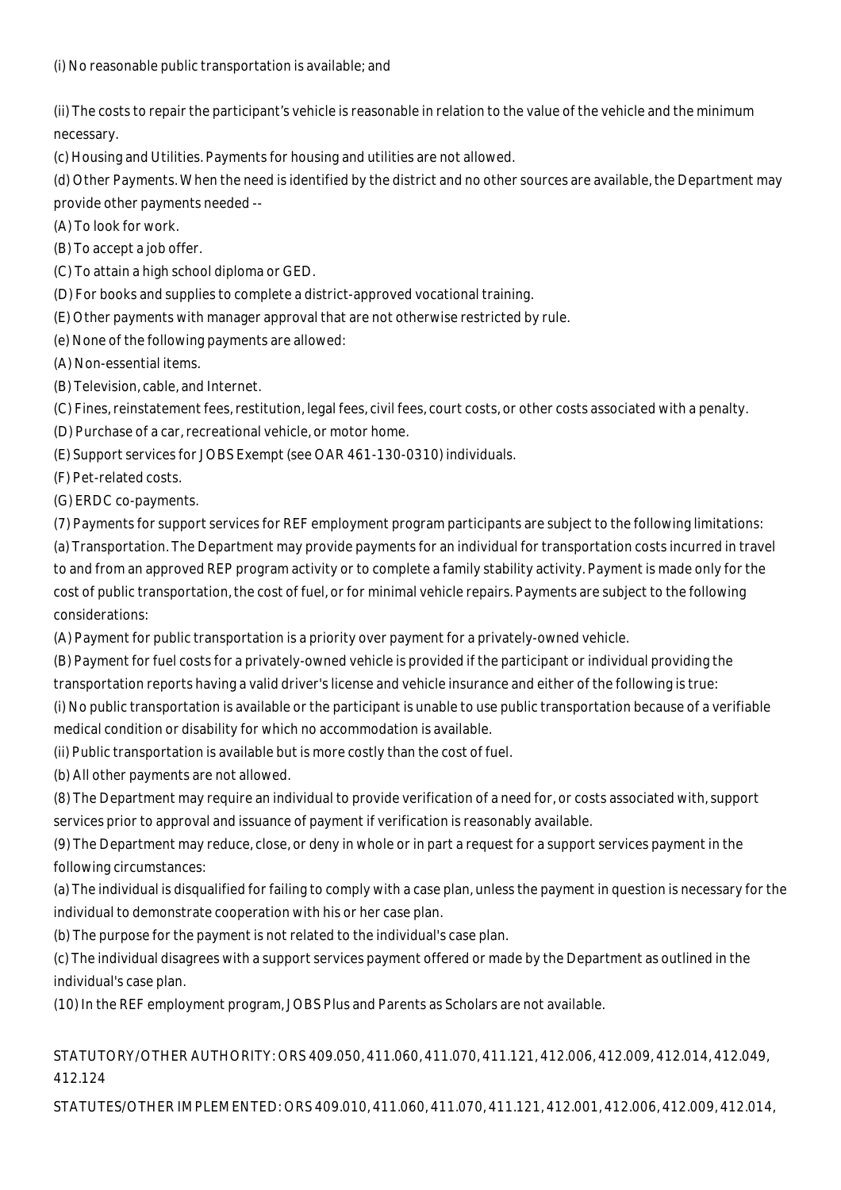(i) No reasonable public transportation is available; and

(ii) The costs to repair the participant's vehicle is reasonable in relation to the value of the vehicle and the minimum necessary.

(c) Housing and Utilities. Payments for housing and utilities are not allowed.

(d) Other Payments. When the need is identified by the district and no other sources are available, the Department may provide other payments needed --

(A) To look for work.

(B) To accept a job offer.

(C) To attain a high school diploma or GED.

(D) For books and supplies to complete a district-approved vocational training.

(E) Other payments with manager approval that are not otherwise restricted by rule.

(e) None of the following payments are allowed:

(A) Non-essential items.

(B) Television, cable, and Internet.

(C) Fines, reinstatement fees, restitution, legal fees, civil fees, court costs, or other costs associated with a penalty.

(D) Purchase of a car, recreational vehicle, or motor home.

(E) Support services for JOBS Exempt (see OAR 461-130-0310) individuals.

(F) Pet-related costs.

(G) ERDC co-payments.

(7) Payments for support services for REF employment program participants are subject to the following limitations:

(a) Transportation. The Department may provide payments for an individual for transportation costs incurred in travel to and from an approved REP program activity or to complete a family stability activity. Payment is made only for the cost of public transportation, the cost of fuel, or for minimal vehicle repairs. Payments are subject to the following considerations:

(A) Payment for public transportation is a priority over payment for a privately-owned vehicle.

(B) Payment for fuel costs for a privately-owned vehicle is provided if the participant or individual providing the transportation reports having a valid driver's license and vehicle insurance and either of the following is true:

(i) No public transportation is available or the participant is unable to use public transportation because of a verifiable medical condition or disability for which no accommodation is available.

(ii) Public transportation is available but is more costly than the cost of fuel.

(b) All other payments are not allowed.

(8) The Department may require an individual to provide verification of a need for, or costs associated with, support services prior to approval and issuance of payment if verification is reasonably available.

(9) The Department may reduce, close, or deny in whole or in part a request for a support services payment in the following circumstances:

(a) The individual is disqualified for failing to comply with a case plan, unless the payment in question is necessary for the individual to demonstrate cooperation with his or her case plan.

(b) The purpose for the payment is not related to the individual's case plan.

(c) The individual disagrees with a support services payment offered or made by the Department as outlined in the individual's case plan.

(10) In the REF employment program, JOBS Plus and Parents as Scholars are not available.

STATUTORY/OTHER AUTHORITY: ORS 409.050, 411.060, 411.070, 411.121, 412.006, 412.009, 412.014, 412.049, 412.124

STATUTES/OTHER IMPLEMENTED: ORS 409.010, 411.060, 411.070, 411.121, 412.001, 412.006, 412.009, 412.014,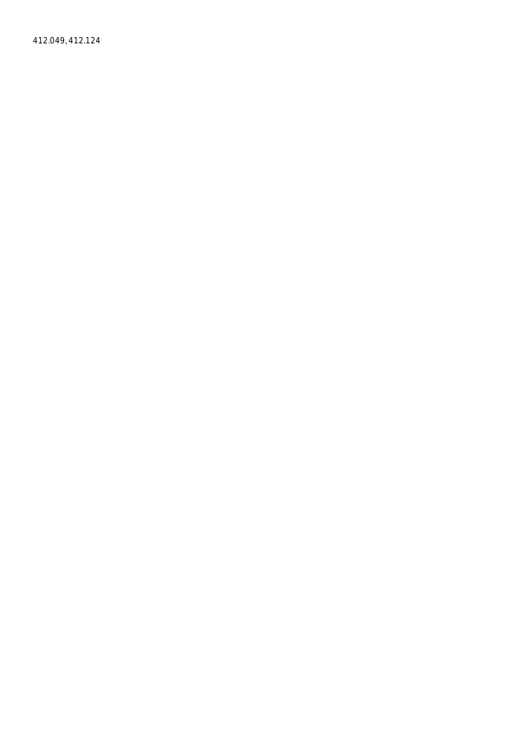412.049, 412.124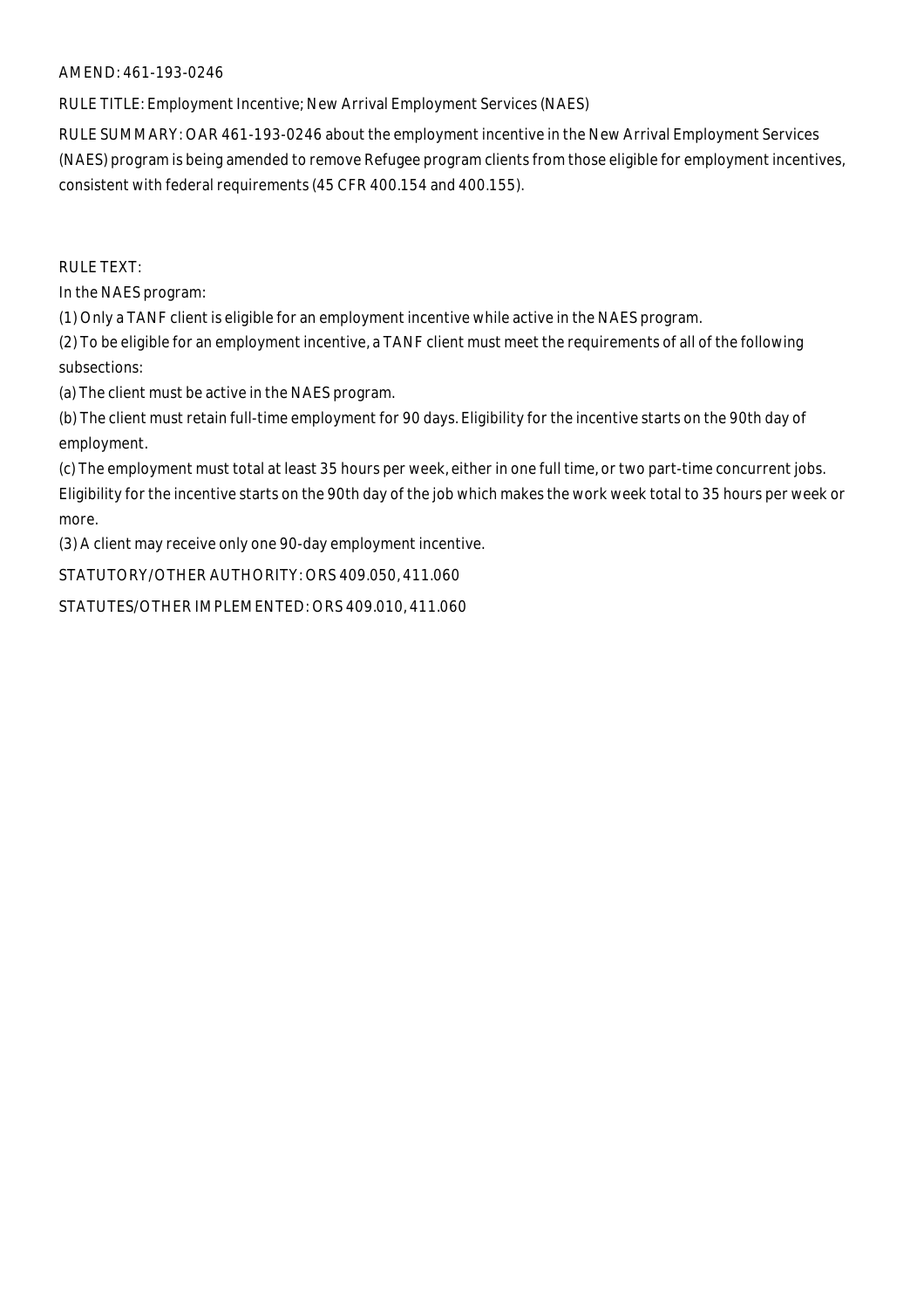AMEND: 461-193-0246

RULE TITLE: Employment Incentive; New Arrival Employment Services (NAES)

RULE SUMMARY: OAR 461-193-0246 about the employment incentive in the New Arrival Employment Services (NAES) program is being amended to remove Refugee program clients from those eligible for employment incentives, consistent with federal requirements (45 CFR 400.154 and 400.155).

RULE TEXT:

In the NAES program:

(1) Only a TANF client is eligible for an employment incentive while active in the NAES program.

(2) To be eligible for an employment incentive, a TANF client must meet the requirements of all of the following subsections:

(a) The client must be active in the NAES program.

(b) The client must retain full-time employment for 90 days. Eligibility for the incentive starts on the 90th day of employment.

(c) The employment must total at least 35 hours per week, either in one full time, or two part-time concurrent jobs. Eligibility for the incentive starts on the 90th day of the job which makes the work week total to 35 hours per week or more.

(3) A client may receive only one 90-day employment incentive.

STATUTORY/OTHER AUTHORITY: ORS 409.050, 411.060

STATUTES/OTHER IMPLEMENTED: ORS 409.010, 411.060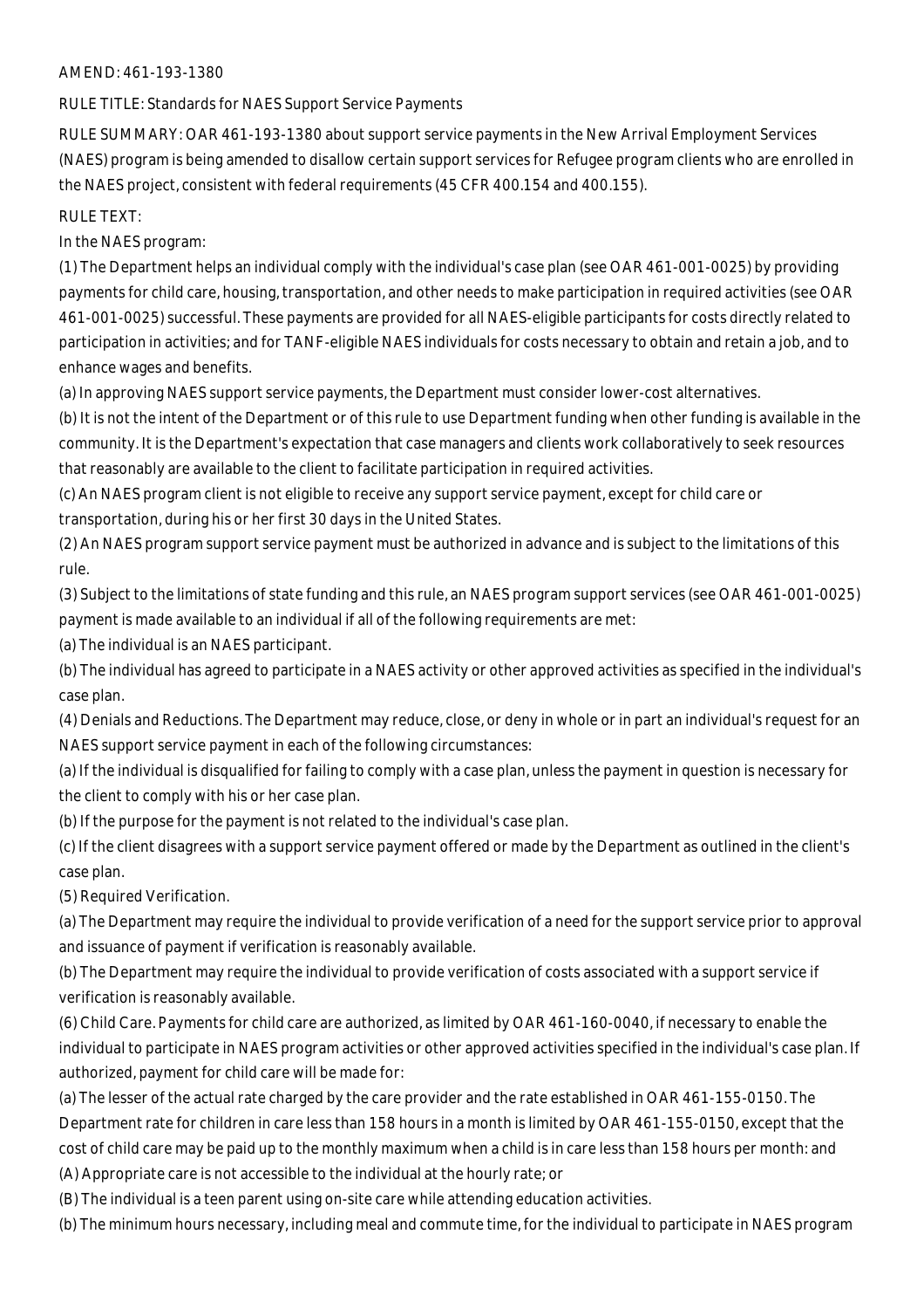AMEND: 461-193-1380

RULE TITLE: Standards for NAES Support Service Payments

RULE SUMMARY: OAR 461-193-1380 about support service payments in the New Arrival Employment Services (NAES) program is being amended to disallow certain support services for Refugee program clients who are enrolled in the NAES project, consistent with federal requirements (45 CFR 400.154 and 400.155).

RULE TEXT:

In the NAES program:

(1) The Department helps an individual comply with the individual's case plan (see OAR 461-001-0025) by providing payments for child care, housing, transportation, and other needs to make participation in required activities (see OAR 461-001-0025) successful. These payments are provided for all NAES-eligible participants for costs directly related to participation in activities; and for TANF-eligible NAES individuals for costs necessary to obtain and retain a job, and to enhance wages and benefits.

(a) In approving NAES support service payments, the Department must consider lower-cost alternatives.

(b) It is not the intent of the Department or of this rule to use Department funding when other funding is available in the community. It is the Department's expectation that case managers and clients work collaboratively to seek resources that reasonably are available to the client to facilitate participation in required activities.

(c) An NAES program client is not eligible to receive any support service payment, except for child care or transportation, during his or her first 30 days in the United States.

(2) An NAES program support service payment must be authorized in advance and is subject to the limitations of this rule.

(3) Subject to the limitations of state funding and this rule, an NAES program support services (see OAR 461-001-0025) payment is made available to an individual if all of the following requirements are met:

(a) The individual is an NAES participant.

(b) The individual has agreed to participate in a NAES activity or other approved activities as specified in the individual's case plan.

(4) Denials and Reductions. The Department may reduce, close, or deny in whole or in part an individual's request for an NAES support service payment in each of the following circumstances:

(a) If the individual is disqualified for failing to comply with a case plan, unless the payment in question is necessary for the client to comply with his or her case plan.

(b) If the purpose for the payment is not related to the individual's case plan.

(c) If the client disagrees with a support service payment offered or made by the Department as outlined in the client's case plan.

(5) Required Verification.

(a) The Department may require the individual to provide verification of a need for the support service prior to approval and issuance of payment if verification is reasonably available.

(b) The Department may require the individual to provide verification of costs associated with a support service if verification is reasonably available.

(6) Child Care. Payments for child care are authorized, as limited by OAR 461-160-0040, if necessary to enable the individual to participate in NAES program activities or other approved activities specified in the individual's case plan. If authorized, payment for child care will be made for:

(a) The lesser of the actual rate charged by the care provider and the rate established in OAR 461-155-0150. The Department rate for children in care less than 158 hours in a month is limited by OAR 461-155-0150, except that the cost of child care may be paid up to the monthly maximum when a child is in care less than 158 hours per month: and

(A) Appropriate care is not accessible to the individual at the hourly rate; or

(B) The individual is a teen parent using on-site care while attending education activities.

(b) The minimum hours necessary, including meal and commute time, for the individual to participate in NAES program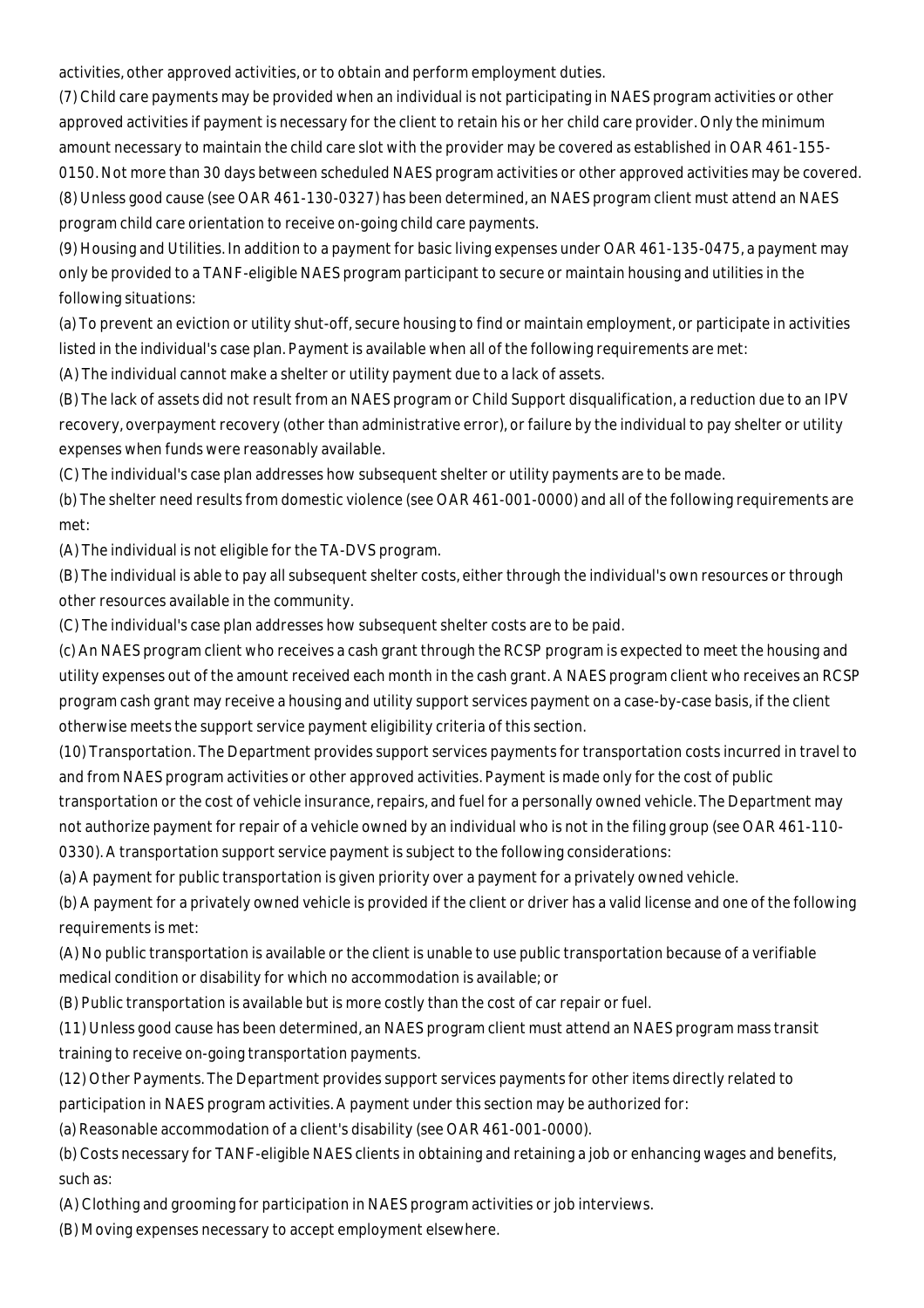activities, other approved activities, or to obtain and perform employment duties.

(7) Child care payments may be provided when an individual is not participating in NAES program activities or other approved activities if payment is necessary for the client to retain his or her child care provider. Only the minimum amount necessary to maintain the child care slot with the provider may be covered as established in OAR 461-155-0150. Not more than 30 days between scheduled NAES program activities or other approved activities may be covered.

(8) Unless good cause (see OAR 461-130-0327) has been determined, an NAES program client must attend an NAES program child care orientation to receive on-going child care payments.

(9) Housing and Utilities. In addition to a payment for basic living expenses under OAR 461-135-0475, a payment may only be provided to a TANF-eligible NAES program participant to secure or maintain housing and utilities in the following situations:

(a) To prevent an eviction or utility shut-off, secure housing to find or maintain employment, or participate in activities listed in the individual's case plan. Payment is available when all of the following requirements are met:

(A) The individual cannot make a shelter or utility payment due to a lack of assets.

(B) The lack of assets did not result from an NAES program or Child Support disqualification, a reduction due to an IPV recovery, overpayment recovery (other than administrative error), or failure by the individual to pay shelter or utility expenses when funds were reasonably available.

(C) The individual's case plan addresses how subsequent shelter or utility payments are to be made.

(b) The shelter need results from domestic violence (see OAR 461-001-0000) and all of the following requirements are met:

(A) The individual is not eligible for the TA-DVS program.

(B) The individual is able to pay all subsequent shelter costs, either through the individual's own resources or through other resources available in the community.

(C) The individual's case plan addresses how subsequent shelter costs are to be paid.

(c) An NAES program client who receives a cash grant through the RCSP program is expected to meet the housing and utility expenses out of the amount received each month in the cash grant. A NAES program client who receives an RCSP program cash grant may receive a housing and utility support services payment on a case-by-case basis, if the client otherwise meets the support service payment eligibility criteria of this section.

(10) Transportation. The Department provides support services payments for transportation costs incurred in travel to and from NAES program activities or other approved activities. Payment is made only for the cost of public transportation or the cost of vehicle insurance, repairs, and fuel for a personally owned vehicle. The Department may not authorize payment for repair of a vehicle owned by an individual who is not in the filing group (see OAR 461-110-0330). A transportation support service payment is subject to the following considerations:

(a) A payment for public transportation is given priority over a payment for a privately owned vehicle.

(b) A payment for a privately owned vehicle is provided if the client or driver has a valid license and one of the following requirements is met:

(A) No public transportation is available or the client is unable to use public transportation because of a verifiable medical condition or disability for which no accommodation is available; or

(B) Public transportation is available but is more costly than the cost of car repair or fuel.

(11) Unless good cause has been determined, an NAES program client must attend an NAES program mass transit training to receive on-going transportation payments.

(12) Other Payments. The Department provides support services payments for other items directly related to participation in NAES program activities. A payment under this section may be authorized for:

(a) Reasonable accommodation of a client's disability (see OAR 461-001-0000).

(b) Costs necessary for TANF-eligible NAES clients in obtaining and retaining a job or enhancing wages and benefits, such as:

(A) Clothing and grooming for participation in NAES program activities or job interviews.

(B) Moving expenses necessary to accept employment elsewhere.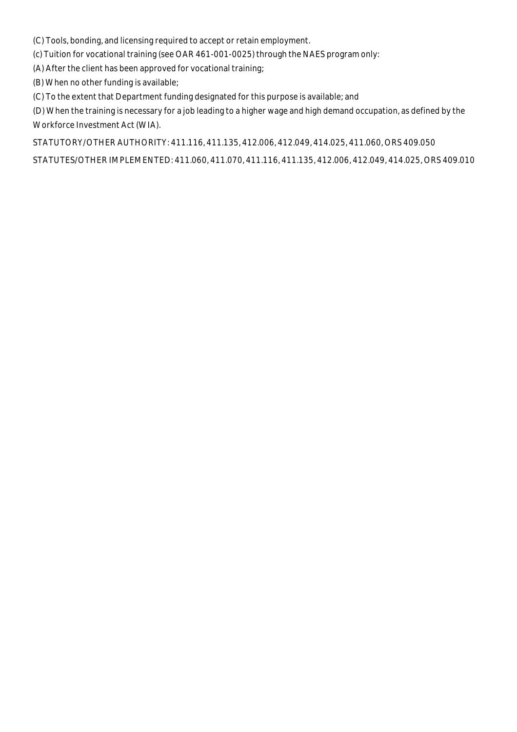(C) Tools, bonding, and licensing required to accept or retain employment.

(c) Tuition for vocational training (see OAR 461-001-0025) through the NAES program only:

(A) After the client has been approved for vocational training;

(B) When no other funding is available;

(C) To the extent that Department funding designated for this purpose is available; and

(D) When the training is necessary for a job leading to a higher wage and high demand occupation, as defined by the Workforce Investment Act (WIA).

STATUTORY/OTHER AUTHORITY: 411.116, 411.135, 412.006, 412.049, 414.025, 411.060, ORS 409.050

STATUTES/OTHER IMPLEMENTED: 411.060, 411.070, 411.116, 411.135, 412.006, 412.049, 414.025, ORS 409.010